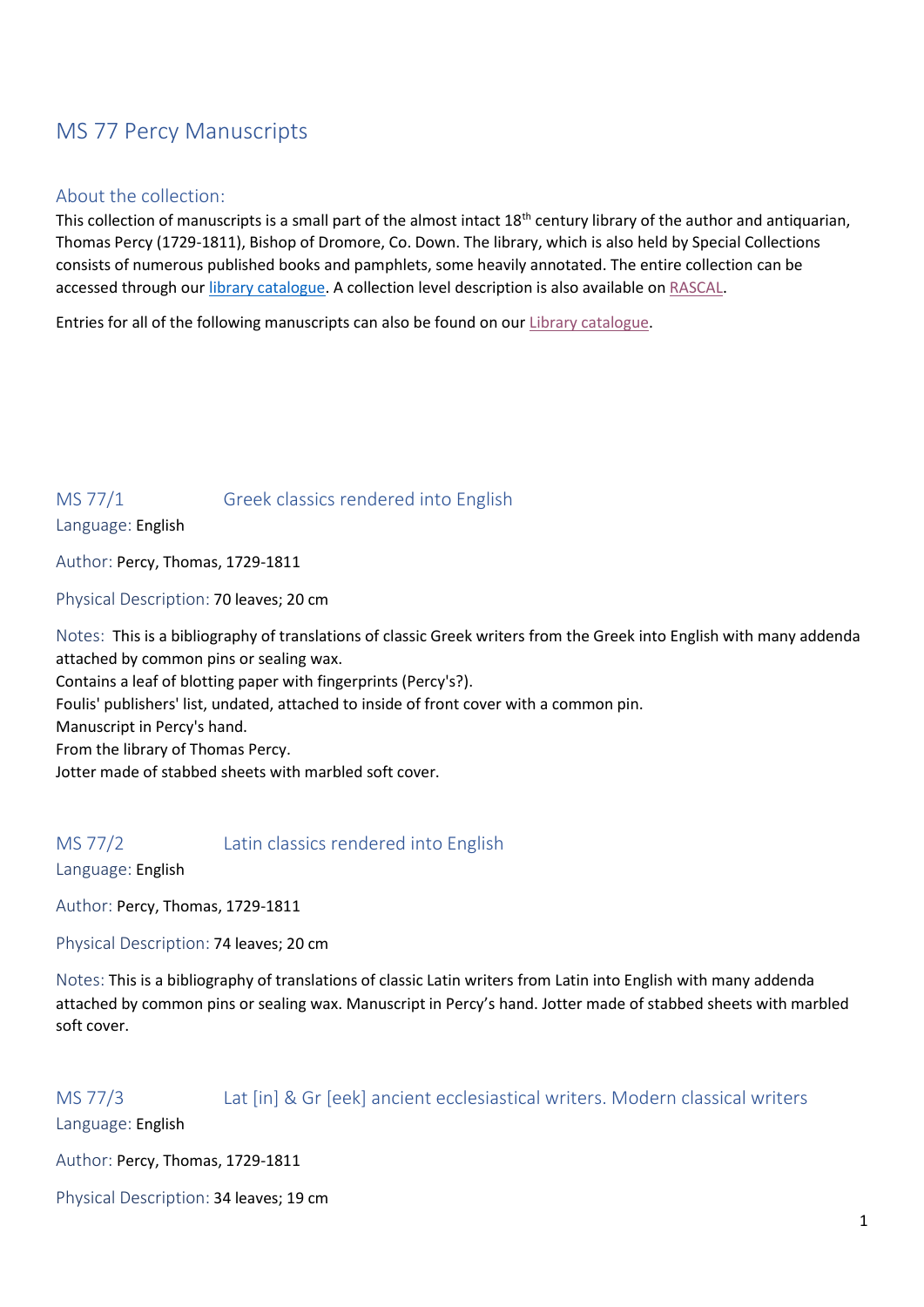# MS 77 Percy Manuscripts

## About the collection:

This collection of manuscripts is a small part of the almost intact 18th century library of the author and antiquarian, Thomas Percy (1729-1811), Bishop of Dromore, Co. Down. The library, which is also held by Special Collections consists of numerous published books and pamphlets, some heavily annotated. The entire collection can be accessed through our library catalogue. A collection level description is also available on RASCAL.

Entries for all of the following manuscripts can also be found on our Library catalogue.

## MS 77/1 Greek classics rendered into English

Language: English

Author: Percy, Thomas, 1729-1811

Physical Description: 70 leaves; 20 cm

Notes: This is a bibliography of translations of classic Greek writers from the Greek into English with many addenda attached by common pins or sealing wax.
Contains a leaf of blotting paper with fingerprints (Percy's?).
Foulis' publishers' list, undated, attached to inside of front cover with a common pin.
Manuscript in Percy's hand.
From the library of Thomas Percy.
Jotter made of stabbed sheets with marbled soft cover.

## MS 77/2 Latin classics rendered into English

Language: English

Author: Percy, Thomas, 1729-1811

Physical Description: 74 leaves; 20 cm

Notes: This is a bibliography of translations of classic Latin writers from Latin into English with many addenda attached by common pins or sealing wax. Manuscript in Percy's hand. Jotter made of stabbed sheets with marbled soft cover.

## MS 77/3 Lat [in] & Gr [eek] ancient ecclesiastical writers. Modern classical writers

Language: English

Author: Percy, Thomas, 1729-1811

Physical Description: 34 leaves; 19 cm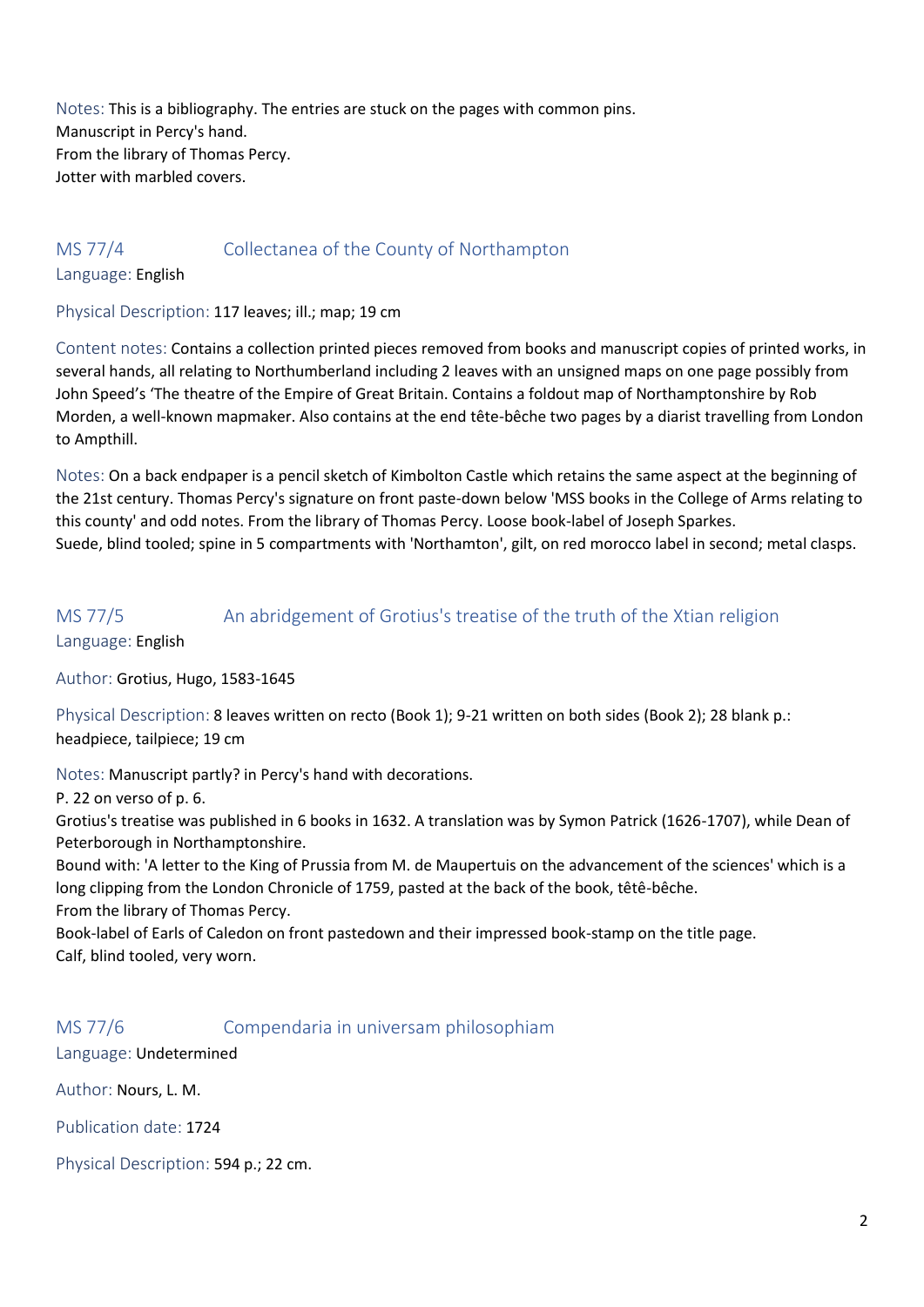Notes: This is a bibliography. The entries are stuck on the pages with common pins.
Manuscript in Percy's hand.
From the library of Thomas Percy.
Jotter with marbled covers.

## MS 77/4 Collectanea of the County of Northampton

Language: English

Physical Description: 117 leaves; ill.; map; 19 cm

Content notes: Contains a collection printed pieces removed from books and manuscript copies of printed works, in several hands, all relating to Northumberland including 2 leaves with an unsigned maps on one page possibly from John Speed's 'The theatre of the Empire of Great Britain. Contains a foldout map of Northamptonshire by Rob Morden, a well-known mapmaker. Also contains at the end tête-bêche two pages by a diarist travelling from London to Ampthill.

Notes: On a back endpaper is a pencil sketch of Kimbolton Castle which retains the same aspect at the beginning of the 21st century. Thomas Percy's signature on front paste-down below 'MSS books in the College of Arms relating to this county' and odd notes. From the library of Thomas Percy. Loose book-label of Joseph Sparkes.
Suede, blind tooled; spine in 5 compartments with 'Northamton', gilt, on red morocco label in second; metal clasps.

## MS 77/5 An abridgement of Grotius's treatise of the truth of the Xtian religion

Language: English

Author: Grotius, Hugo, 1583-1645

Physical Description: 8 leaves written on recto (Book 1); 9-21 written on both sides (Book 2); 28 blank p.: headpiece, tailpiece; 19 cm

Notes: Manuscript partly? in Percy's hand with decorations.
P. 22 on verso of p. 6.
Grotius's treatise was published in 6 books in 1632. A translation was by Symon Patrick (1626-1707), while Dean of Peterborough in Northamptonshire.
Bound with: 'A letter to the King of Prussia from M. de Maupertuis on the advancement of the sciences' which is a long clipping from the London Chronicle of 1759, pasted at the back of the book, têtê-bêche.
From the library of Thomas Percy.
Book-label of Earls of Caledon on front pastedown and their impressed book-stamp on the title page.
Calf, blind tooled, very worn.

## MS 77/6 Compendaria in universam philosophiam

Language: Undetermined

Author: Nours, L. M.

Publication date: 1724

Physical Description: 594 p.; 22 cm.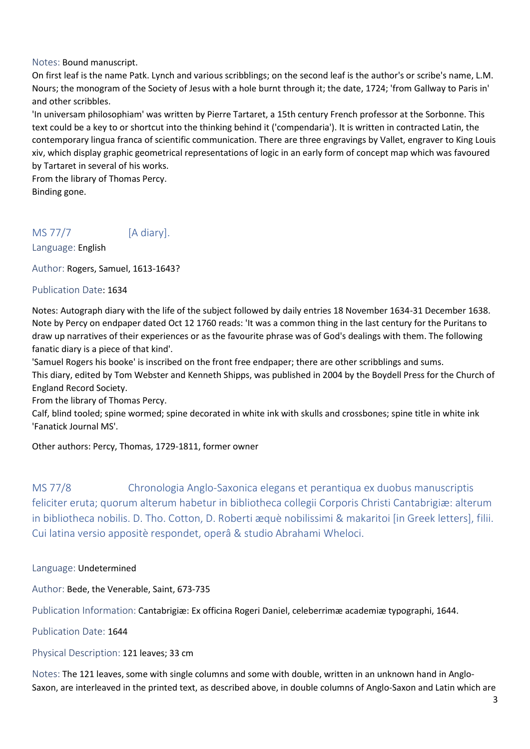Notes: Bound manuscript.
On first leaf is the name Patk. Lynch and various scribblings; on the second leaf is the author's or scribe's name, L.M. Nours; the monogram of the Society of Jesus with a hole burnt through it; the date, 1724; 'from Gallway to Paris in' and other scribbles.
'In universam philosophiam' was written by Pierre Tartaret, a 15th century French professor at the Sorbonne. This text could be a key to or shortcut into the thinking behind it ('compendaria'). It is written in contracted Latin, the contemporary lingua franca of scientific communication. There are three engravings by Vallet, engraver to King Louis xiv, which display graphic geometrical representations of logic in an early form of concept map which was favoured by Tartaret in several of his works.
From the library of Thomas Percy.
Binding gone.

## MS 77/7 [A diary].

Language: English

Author: Rogers, Samuel, 1613-1643?

Publication Date: 1634

Notes: Autograph diary with the life of the subject followed by daily entries 18 November 1634-31 December 1638. Note by Percy on endpaper dated Oct 12 1760 reads: 'It was a common thing in the last century for the Puritans to draw up narratives of their experiences or as the favourite phrase was of God's dealings with them. The following fanatic diary is a piece of that kind'.
'Samuel Rogers his booke' is inscribed on the front free endpaper; there are other scribblings and sums.
This diary, edited by Tom Webster and Kenneth Shipps, was published in 2004 by the Boydell Press for the Church of England Record Society.
From the library of Thomas Percy.
Calf, blind tooled; spine wormed; spine decorated in white ink with skulls and crossbones; spine title in white ink 'Fanatick Journal MS'.

Other authors: Percy, Thomas, 1729-1811, former owner

## MS 77/8 Chronologia Anglo-Saxonica elegans et perantiqua ex duobus manuscriptis feliciter eruta; quorum alterum habetur in bibliotheca collegii Corporis Christi Cantabrigiæ: alterum in bibliotheca nobilis. D. Tho. Cotton, D. Roberti æquè nobilissimi & makaritoi [in Greek letters], filii. Cui latina versio appositè respondet, operâ & studio Abrahami Wheloci.

Language: Undetermined

Author: Bede, the Venerable, Saint, 673-735

Publication Information: Cantabrigiæ: Ex officina Rogeri Daniel, celeberrimæ academiæ typographi, 1644.

Publication Date: 1644

Physical Description: 121 leaves; 33 cm

Notes: The 121 leaves, some with single columns and some with double, written in an unknown hand in Anglo-Saxon, are interleaved in the printed text, as described above, in double columns of Anglo-Saxon and Latin which are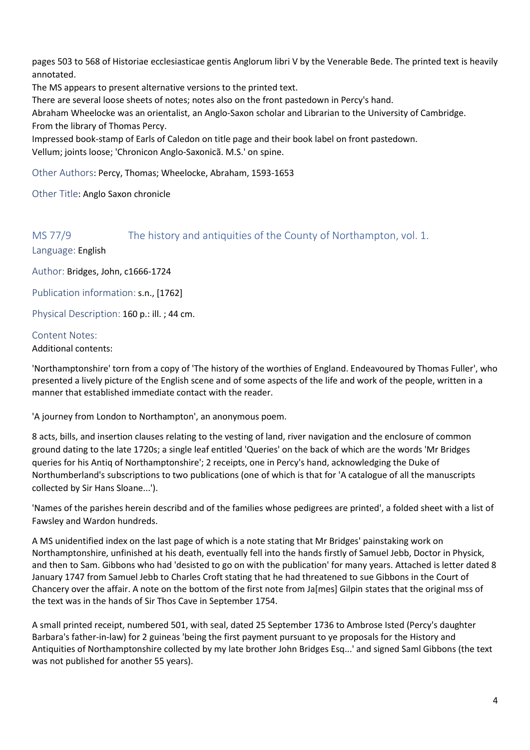pages 503 to 568 of Historiae ecclesiasticae gentis Anglorum libri V by the Venerable Bede. The printed text is heavily annotated.

The MS appears to present alternative versions to the printed text.

There are several loose sheets of notes; notes also on the front pastedown in Percy's hand.

Abraham Wheelocke was an orientalist, an Anglo-Saxon scholar and Librarian to the University of Cambridge.

From the library of Thomas Percy.

Impressed book-stamp of Earls of Caledon on title page and their book label on front pastedown.

Vellum; joints loose; 'Chronicon Anglo-Saxonicã. M.S.' on spine.

Other Authors: Percy, Thomas; Wheelocke, Abraham, 1593-1653

Other Title: Anglo Saxon chronicle

## MS 77/9 The history and antiquities of the County of Northampton, vol. 1.

Language: English

Author: Bridges, John, c1666-1724

Publication information: s.n., [1762]

Physical Description: 160 p.: ill. ; 44 cm.

Content Notes:

Additional contents:

'Northamptonshire' torn from a copy of 'The history of the worthies of England. Endeavoured by Thomas Fuller', who presented a lively picture of the English scene and of some aspects of the life and work of the people, written in a manner that established immediate contact with the reader.

'A journey from London to Northampton', an anonymous poem.

8 acts, bills, and insertion clauses relating to the vesting of land, river navigation and the enclosure of common ground dating to the late 1720s; a single leaf entitled 'Queries' on the back of which are the words 'Mr Bridges queries for his Antiq of Northamptonshire'; 2 receipts, one in Percy's hand, acknowledging the Duke of Northumberland's subscriptions to two publications (one of which is that for 'A catalogue of all the manuscripts collected by Sir Hans Sloane...').

'Names of the parishes herein describd and of the families whose pedigrees are printed', a folded sheet with a list of Fawsley and Wardon hundreds.

A MS unidentified index on the last page of which is a note stating that Mr Bridges' painstaking work on Northamptonshire, unfinished at his death, eventually fell into the hands firstly of Samuel Jebb, Doctor in Physick, and then to Sam. Gibbons who had 'desisted to go on with the publication' for many years. Attached is letter dated 8 January 1747 from Samuel Jebb to Charles Croft stating that he had threatened to sue Gibbons in the Court of Chancery over the affair. A note on the bottom of the first note from Ja[mes] Gilpin states that the original mss of the text was in the hands of Sir Thos Cave in September 1754.

A small printed receipt, numbered 501, with seal, dated 25 September 1736 to Ambrose Isted (Percy's daughter Barbara's father-in-law) for 2 guineas 'being the first payment pursuant to ye proposals for the History and Antiquities of Northamptonshire collected by my late brother John Bridges Esq...' and signed Saml Gibbons (the text was not published for another 55 years).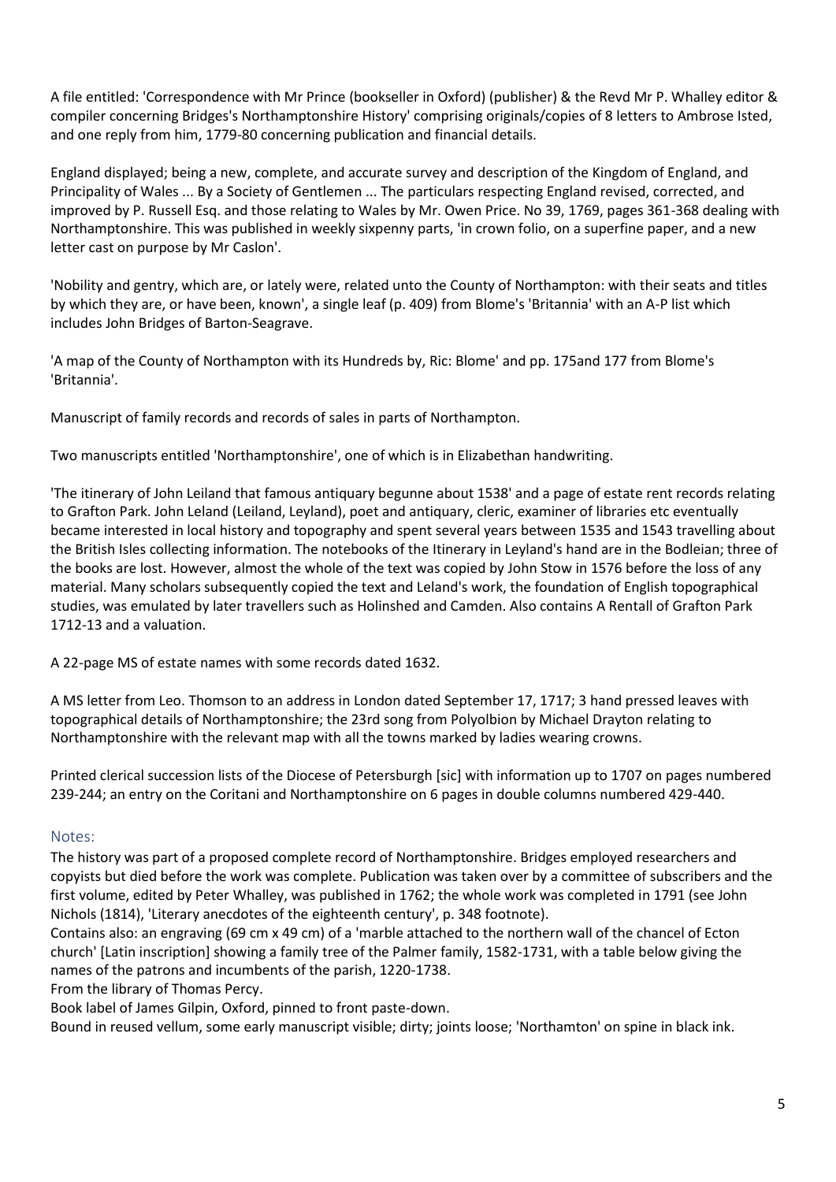A file entitled: 'Correspondence with Mr Prince (bookseller in Oxford) (publisher) & the Revd Mr P. Whalley editor & compiler concerning Bridges's Northamptonshire History' comprising originals/copies of 8 letters to Ambrose Isted, and one reply from him, 1779-80 concerning publication and financial details.

England displayed; being a new, complete, and accurate survey and description of the Kingdom of England, and Principality of Wales ... By a Society of Gentlemen ... The particulars respecting England revised, corrected, and improved by P. Russell Esq. and those relating to Wales by Mr. Owen Price. No 39, 1769, pages 361-368 dealing with Northamptonshire. This was published in weekly sixpenny parts, 'in crown folio, on a superfine paper, and a new letter cast on purpose by Mr Caslon'.

'Nobility and gentry, which are, or lately were, related unto the County of Northampton: with their seats and titles by which they are, or have been, known', a single leaf (p. 409) from Blome's 'Britannia' with an A-P list which includes John Bridges of Barton-Seagrave.

'A map of the County of Northampton with its Hundreds by, Ric: Blome' and pp. 175and 177 from Blome's 'Britannia'.

Manuscript of family records and records of sales in parts of Northampton.

Two manuscripts entitled 'Northamptonshire', one of which is in Elizabethan handwriting.

'The itinerary of John Leiland that famous antiquary begunne about 1538' and a page of estate rent records relating to Grafton Park. John Leland (Leiland, Leyland), poet and antiquary, cleric, examiner of libraries etc eventually became interested in local history and topography and spent several years between 1535 and 1543 travelling about the British Isles collecting information. The notebooks of the Itinerary in Leyland's hand are in the Bodleian; three of the books are lost. However, almost the whole of the text was copied by John Stow in 1576 before the loss of any material. Many scholars subsequently copied the text and Leland's work, the foundation of English topographical studies, was emulated by later travellers such as Holinshed and Camden. Also contains A Rentall of Grafton Park 1712-13 and a valuation.

A 22-page MS of estate names with some records dated 1632.

A MS letter from Leo. Thomson to an address in London dated September 17, 1717; 3 hand pressed leaves with topographical details of Northamptonshire; the 23rd song from Polyolbion by Michael Drayton relating to Northamptonshire with the relevant map with all the towns marked by ladies wearing crowns.

Printed clerical succession lists of the Diocese of Petersburgh [sic] with information up to 1707 on pages numbered 239-244; an entry on the Coritani and Northamptonshire on 6 pages in double columns numbered 429-440.

## Notes:

The history was part of a proposed complete record of Northamptonshire. Bridges employed researchers and copyists but died before the work was complete. Publication was taken over by a committee of subscribers and the first volume, edited by Peter Whalley, was published in 1762; the whole work was completed in 1791 (see John Nichols (1814), 'Literary anecdotes of the eighteenth century', p. 348 footnote).

Contains also: an engraving (69 cm x 49 cm) of a 'marble attached to the northern wall of the chancel of Ecton church' [Latin inscription] showing a family tree of the Palmer family, 1582-1731, with a table below giving the names of the patrons and incumbents of the parish, 1220-1738.

From the library of Thomas Percy.

Book label of James Gilpin, Oxford, pinned to front paste-down.

Bound in reused vellum, some early manuscript visible; dirty; joints loose; 'Northamton' on spine in black ink.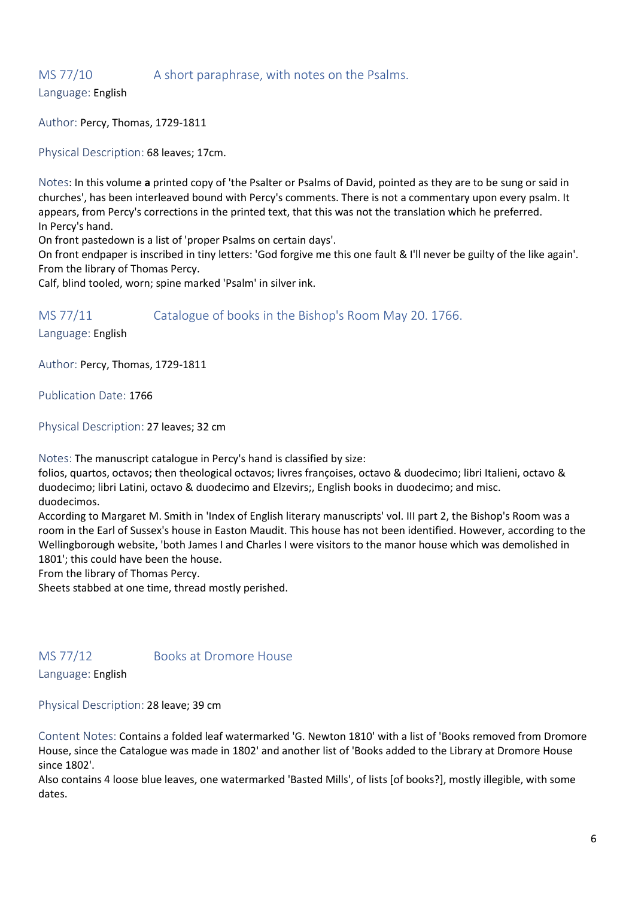## MS 77/10 A short paraphrase, with notes on the Psalms.

Language: English

Author: Percy, Thomas, 1729-1811

Physical Description: 68 leaves; 17cm.

Notes: In this volume **a** printed copy of 'the Psalter or Psalms of David, pointed as they are to be sung or said in churches', has been interleaved bound with Percy's comments. There is not a commentary upon every psalm. It appears, from Percy's corrections in the printed text, that this was not the translation which he preferred.
In Percy's hand.
On front pastedown is a list of 'proper Psalms on certain days'.
On front endpaper is inscribed in tiny letters: 'God forgive me this one fault & I'll never be guilty of the like again'.
From the library of Thomas Percy.
Calf, blind tooled, worn; spine marked 'Psalm' in silver ink.

## MS 77/11 Catalogue of books in the Bishop's Room May 20. 1766.

Language: English

Author: Percy, Thomas, 1729-1811

Publication Date: 1766

Physical Description: 27 leaves; 32 cm

Notes: The manuscript catalogue in Percy's hand is classified by size:
folios, quartos, octavos; then theological octavos; livres françoises, octavo & duodecimo; libri Italieni, octavo & duodecimo; libri Latini, octavo & duodecimo and Elzevirs;, English books in duodecimo; and misc. duodecimos.
According to Margaret M. Smith in 'Index of English literary manuscripts' vol. III part 2, the Bishop's Room was a room in the Earl of Sussex's house in Easton Maudit. This house has not been identified. However, according to the Wellingborough website, 'both James I and Charles I were visitors to the manor house which was demolished in 1801'; this could have been the house.
From the library of Thomas Percy.
Sheets stabbed at one time, thread mostly perished.

## MS 77/12 Books at Dromore House

Language: English

Physical Description: 28 leave; 39 cm

Content Notes: Contains a folded leaf watermarked 'G. Newton 1810' with a list of 'Books removed from Dromore House, since the Catalogue was made in 1802' and another list of 'Books added to the Library at Dromore House since 1802'.
Also contains 4 loose blue leaves, one watermarked 'Basted Mills', of lists [of books?], mostly illegible, with some dates.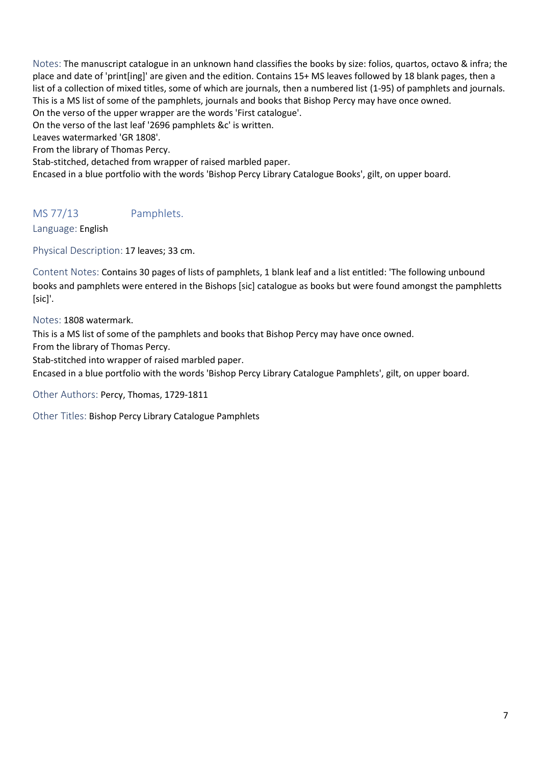Notes: The manuscript catalogue in an unknown hand classifies the books by size: folios, quartos, octavo & infra; the place and date of 'print[ing]' are given and the edition. Contains 15+ MS leaves followed by 18 blank pages, then a list of a collection of mixed titles, some of which are journals, then a numbered list (1-95) of pamphlets and journals. This is a MS list of some of the pamphlets, journals and books that Bishop Percy may have once owned.
On the verso of the upper wrapper are the words 'First catalogue'.
On the verso of the last leaf '2696 pamphlets &c' is written.
Leaves watermarked 'GR 1808'.
From the library of Thomas Percy.
Stab-stitched, detached from wrapper of raised marbled paper.
Encased in a blue portfolio with the words 'Bishop Percy Library Catalogue Books', gilt, on upper board.

## MS 77/13 Pamphlets.

Language: English

Physical Description: 17 leaves; 33 cm.

Content Notes: Contains 30 pages of lists of pamphlets, 1 blank leaf and a list entitled: 'The following unbound books and pamphlets were entered in the Bishops [sic] catalogue as books but were found amongst the pamphletts [sic]'.

Notes: 1808 watermark.
This is a MS list of some of the pamphlets and books that Bishop Percy may have once owned.
From the library of Thomas Percy.
Stab-stitched into wrapper of raised marbled paper.
Encased in a blue portfolio with the words 'Bishop Percy Library Catalogue Pamphlets', gilt, on upper board.

Other Authors: Percy, Thomas, 1729-1811

Other Titles: Bishop Percy Library Catalogue Pamphlets